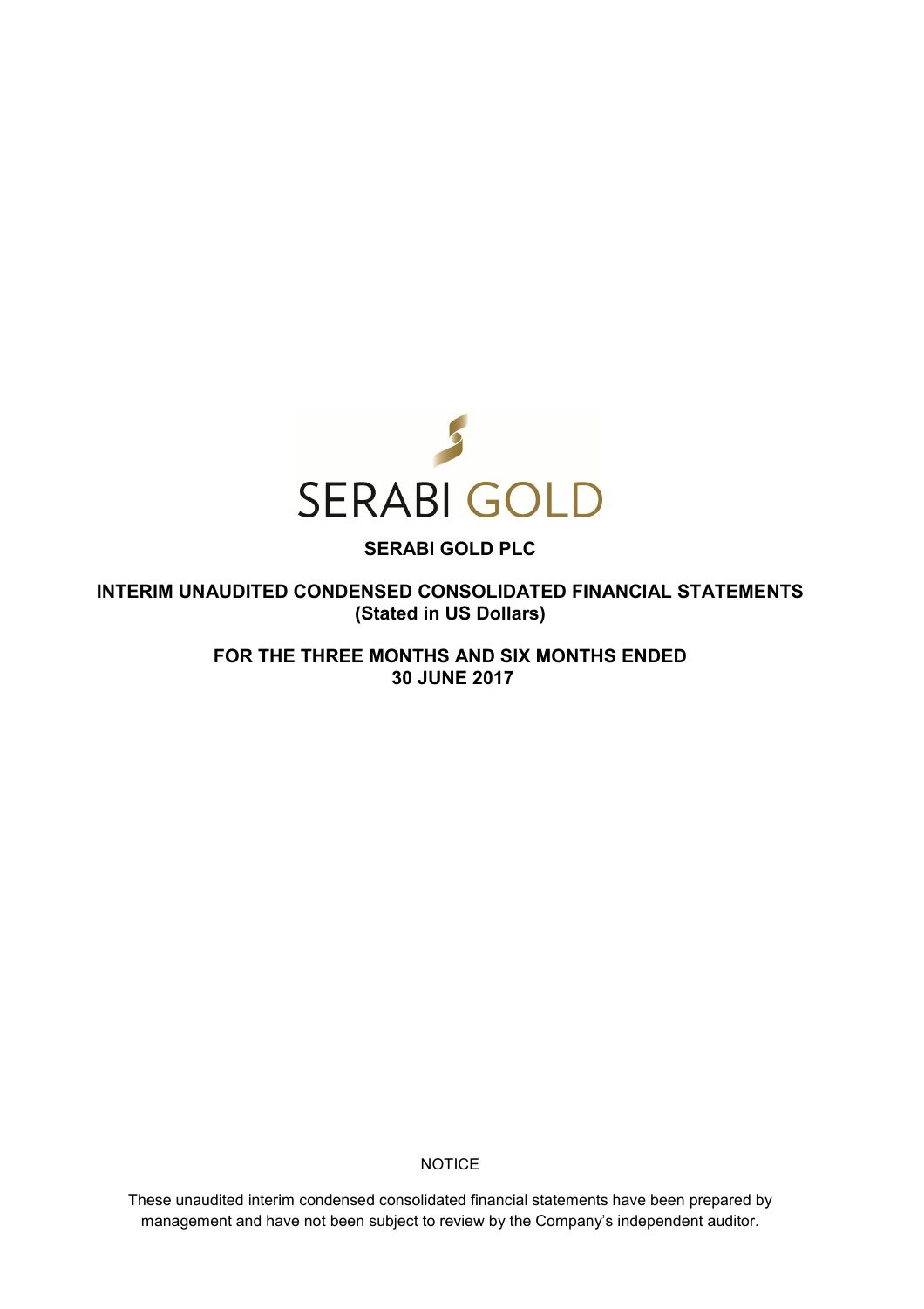SERABI GOLD

# SERABI GOLD PLC

## INTERIM UNAUDITED CONDENSED CONSOLIDATED FINANCIAL STATEMENTS
## (Stated in US Dollars)

## FOR THE THREE MONTHS AND SIX MONTHS ENDED 30 JUNE 2017

NOTICE

These unaudited interim condensed consolidated financial statements have been prepared by management and have not been subject to review by the Company's independent auditor.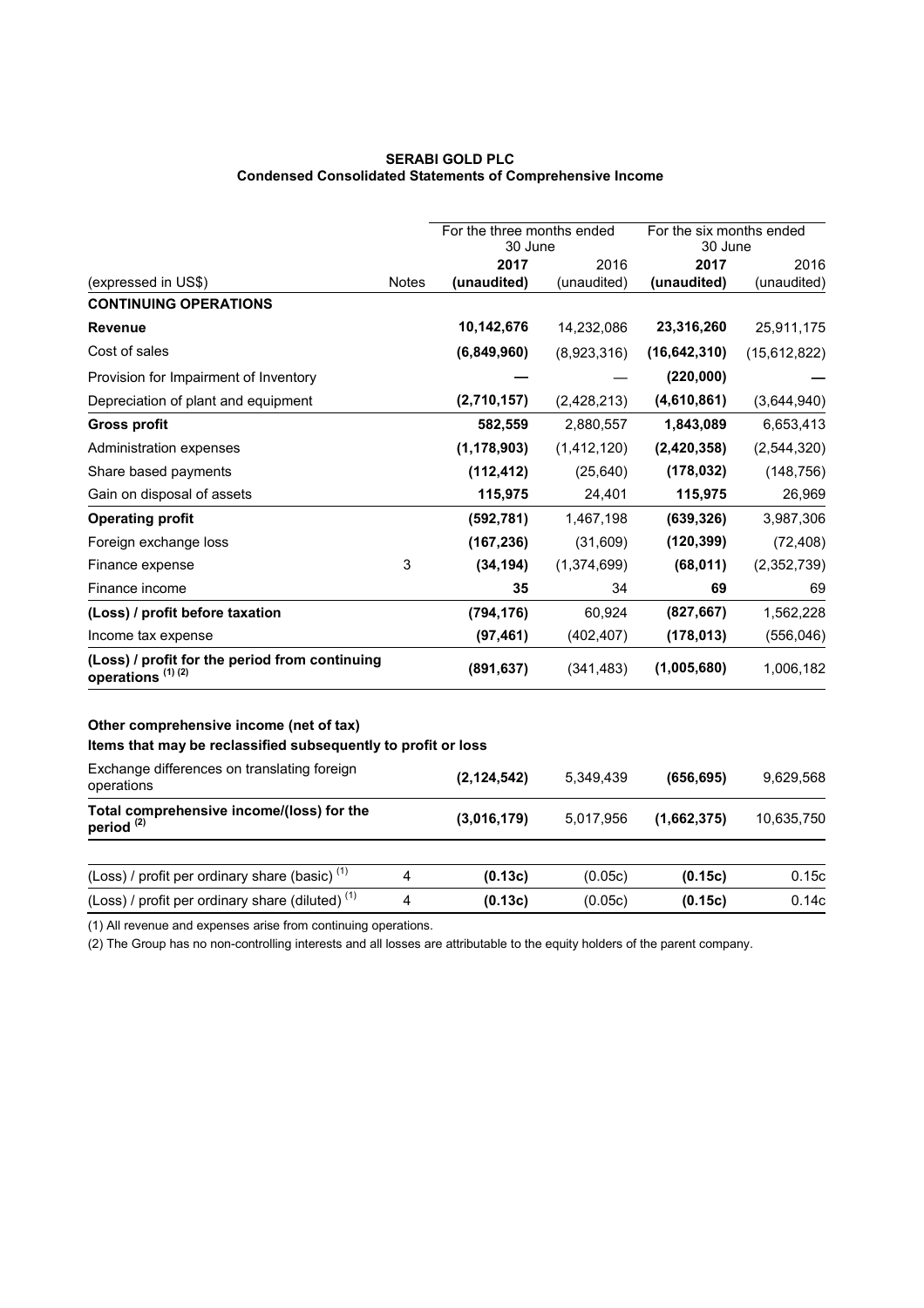**SERABI GOLD PLC**
**Condensed Consolidated Statements of Comprehensive Income**

| | | For the three months ended 30 June | | For the six months ended 30 June | |
|---|---|---|---|---|---|
| (expressed in US$) | Notes | **2017 (unaudited)** | 2016 (unaudited) | **2017 (unaudited)** | 2016 (unaudited) |
| **CONTINUING OPERATIONS** | | | | | |
| **Revenue** | | **10,142,676** | 14,232,086 | **23,316,260** | 25,911,175 |
| Cost of sales | | **(6,849,960)** | (8,923,316) | **(16,642,310)** | (15,612,822) |
| Provision for Impairment of Inventory | | **—** | — | **(220,000)** | **—** |
| Depreciation of plant and equipment | | **(2,710,157)** | (2,428,213) | **(4,610,861)** | (3,644,940) |
| **Gross profit** | | **582,559** | 2,880,557 | **1,843,089** | 6,653,413 |
| Administration expenses | | **(1,178,903)** | (1,412,120) | **(2,420,358)** | (2,544,320) |
| Share based payments | | **(112,412)** | (25,640) | **(178,032)** | (148,756) |
| Gain on disposal of assets | | **115,975** | 24,401 | **115,975** | 26,969 |
| **Operating profit** | | **(592,781)** | 1,467,198 | **(639,326)** | 3,987,306 |
| Foreign exchange loss | | **(167,236)** | (31,609) | **(120,399)** | (72,408) |
| Finance expense | 3 | **(34,194)** | (1,374,699) | **(68,011)** | (2,352,739) |
| Finance income | | **35** | 34 | **69** | 69 |
| **(Loss) / profit before taxation** | | **(794,176)** | 60,924 | **(827,667)** | 1,562,228 |
| Income tax expense | | **(97,461)** | (402,407) | **(178,013)** | (556,046) |
| **(Loss) / profit for the period from continuing operations [(1) (2)]** | | **(891,637)** | (341,483) | **(1,005,680)** | 1,006,182 |
| | | | | | |
| **Other comprehensive income (net of tax)** | | | | | |
| **Items that may be reclassified subsequently to profit or loss** | | | | | |
| Exchange differences on translating foreign operations | | **(2,124,542)** | 5,349,439 | **(656,695)** | 9,629,568 |
| **Total comprehensive income/(loss) for the period [(2)]** | | **(3,016,179)** | 5,017,956 | **(1,662,375)** | 10,635,750 |
| | | | | | |
| (Loss) / profit per ordinary share (basic) [(1)] | 4 | **(0.13c)** | (0.05c) | **(0.15c)** | 0.15c |
| (Loss) / profit per ordinary share (diluted) [(1)] | 4 | **(0.13c)** | (0.05c) | **(0.15c)** | 0.14c |

(1) All revenue and expenses arise from continuing operations.

(2) The Group has no non-controlling interests and all losses are attributable to the equity holders of the parent company.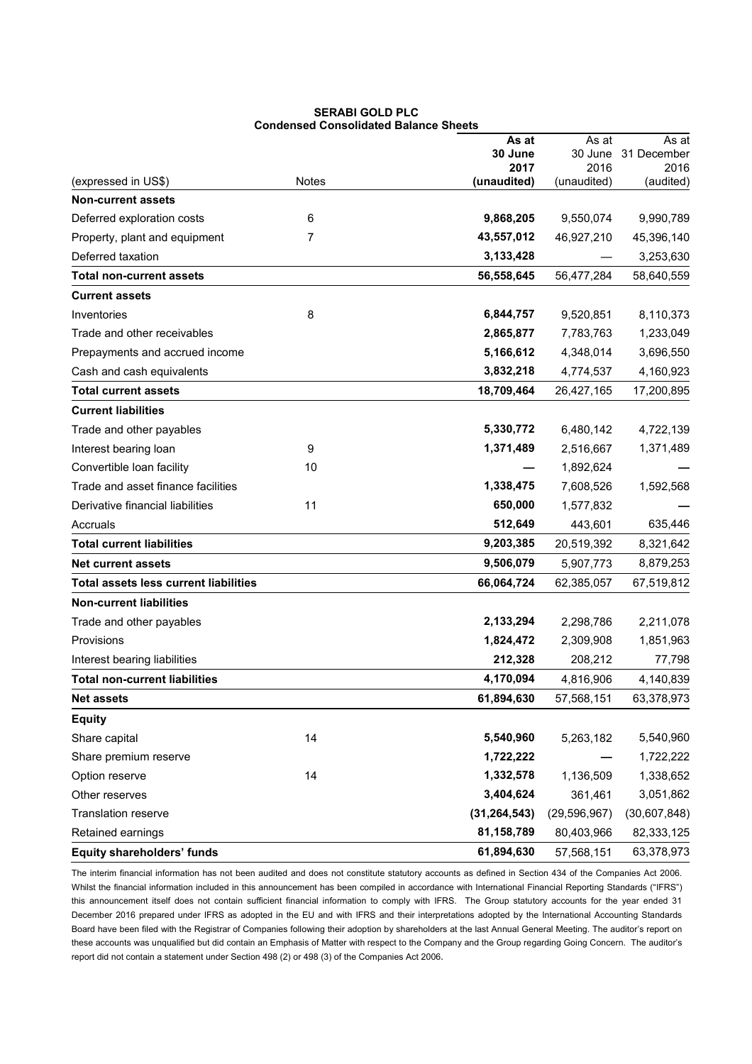**SERABI GOLD PLC**
**Condensed Consolidated Balance Sheets**

| (expressed in US$) | Notes | **As at 30 June 2017 (unaudited)** | As at 30 June 2016 (unaudited) | As at 31 December 2016 (audited) |
|---|---|---|---|---|
| **Non-current assets** | | | | |
| Deferred exploration costs | 6 | **9,868,205** | 9,550,074 | 9,990,789 |
| Property, plant and equipment | 7 | **43,557,012** | 46,927,210 | 45,396,140 |
| Deferred taxation | | **3,133,428** | — | 3,253,630 |
| **Total non-current assets** | | **56,558,645** | 56,477,284 | 58,640,559 |
| **Current assets** | | | | |
| Inventories | 8 | **6,844,757** | 9,520,851 | 8,110,373 |
| Trade and other receivables | | **2,865,877** | 7,783,763 | 1,233,049 |
| Prepayments and accrued income | | **5,166,612** | 4,348,014 | 3,696,550 |
| Cash and cash equivalents | | **3,832,218** | 4,774,537 | 4,160,923 |
| **Total current assets** | | **18,709,464** | 26,427,165 | 17,200,895 |
| **Current liabilities** | | | | |
| Trade and other payables | | **5,330,772** | 6,480,142 | 4,722,139 |
| Interest bearing loan | 9 | **1,371,489** | 2,516,667 | 1,371,489 |
| Convertible loan facility | 10 | **—** | 1,892,624 | — |
| Trade and asset finance facilities | | **1,338,475** | 7,608,526 | 1,592,568 |
| Derivative financial liabilities | 11 | **650,000** | 1,577,832 | — |
| Accruals | | **512,649** | 443,601 | 635,446 |
| **Total current liabilities** | | **9,203,385** | 20,519,392 | 8,321,642 |
| **Net current assets** | | **9,506,079** | 5,907,773 | 8,879,253 |
| **Total assets less current liabilities** | | **66,064,724** | 62,385,057 | 67,519,812 |
| **Non-current liabilities** | | | | |
| Trade and other payables | | **2,133,294** | 2,298,786 | 2,211,078 |
| Provisions | | **1,824,472** | 2,309,908 | 1,851,963 |
| Interest bearing liabilities | | **212,328** | 208,212 | 77,798 |
| **Total non-current liabilities** | | **4,170,094** | 4,816,906 | 4,140,839 |
| **Net assets** | | **61,894,630** | 57,568,151 | 63,378,973 |
| **Equity** | | | | |
| Share capital | 14 | **5,540,960** | 5,263,182 | 5,540,960 |
| Share premium reserve | | **1,722,222** | — | 1,722,222 |
| Option reserve | 14 | **1,332,578** | 1,136,509 | 1,338,652 |
| Other reserves | | **3,404,624** | 361,461 | 3,051,862 |
| Translation reserve | | **(31,264,543)** | (29,596,967) | (30,607,848) |
| Retained earnings | | **81,158,789** | 80,403,966 | 82,333,125 |
| **Equity shareholders' funds** | | **61,894,630** | 57,568,151 | 63,378,973 |

The interim financial information has not been audited and does not constitute statutory accounts as defined in Section 434 of the Companies Act 2006. Whilst the financial information included in this announcement has been compiled in accordance with International Financial Reporting Standards ("IFRS") this announcement itself does not contain sufficient financial information to comply with IFRS. The Group statutory accounts for the year ended 31 December 2016 prepared under IFRS as adopted in the EU and with IFRS and their interpretations adopted by the International Accounting Standards Board have been filed with the Registrar of Companies following their adoption by shareholders at the last Annual General Meeting. The auditor's report on these accounts was unqualified but did contain an Emphasis of Matter with respect to the Company and the Group regarding Going Concern. The auditor's report did not contain a statement under Section 498 (2) or 498 (3) of the Companies Act 2006.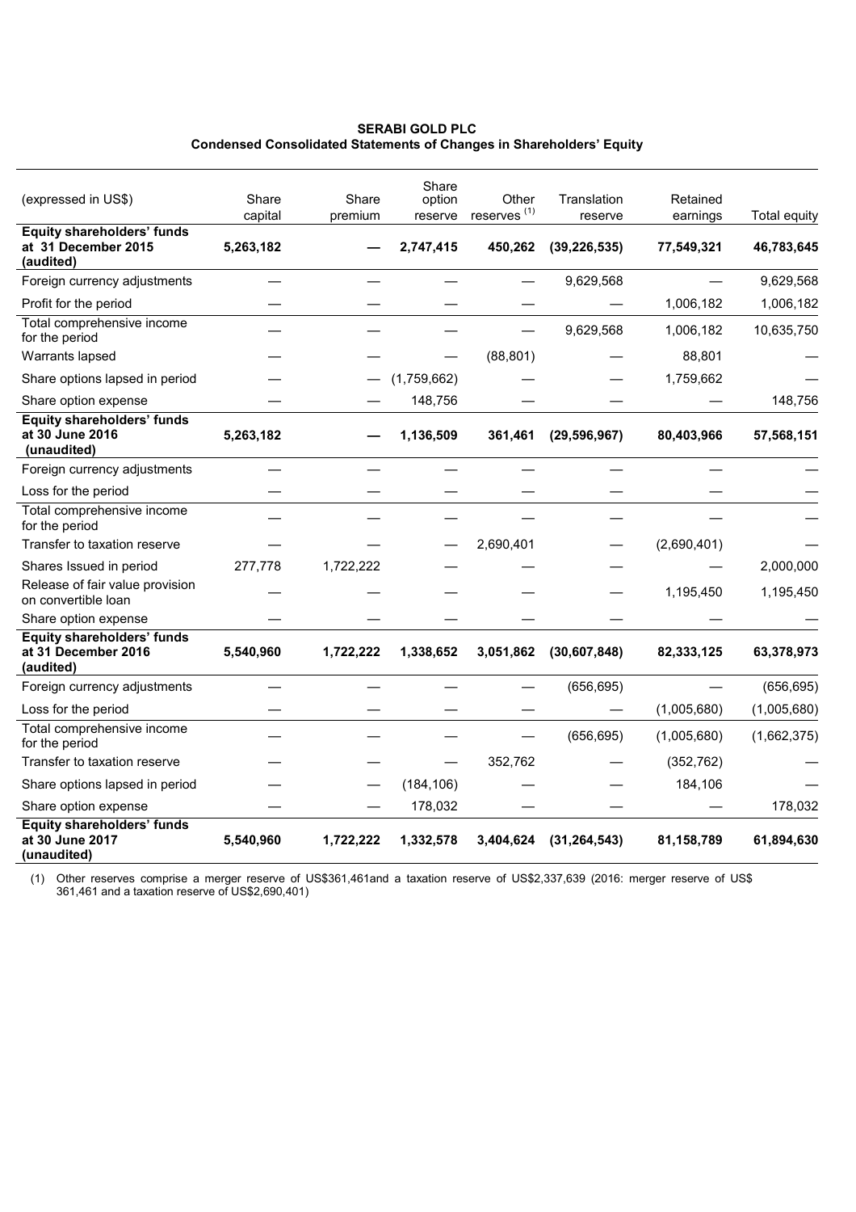**SERABI GOLD PLC**
**Condensed Consolidated Statements of Changes in Shareholders' Equity**

| (expressed in US$) | Share capital | Share premium | Share option reserve | Other reserves [(1)] | Translation reserve | Retained earnings | Total equity |
|---|---|---|---|---|---|---|---|
| **Equity shareholders' funds at 31 December 2015 (audited)** | **5,263,182** | **—** | **2,747,415** | **450,262** | **(39,226,535)** | **77,549,321** | **46,783,645** |
| Foreign currency adjustments | — | — | — | — | 9,629,568 | — | 9,629,568 |
| Profit for the period | — | — | — | — | — | 1,006,182 | 1,006,182 |
| Total comprehensive income for the period | — | — | — | — | 9,629,568 | 1,006,182 | 10,635,750 |
| Warrants lapsed | — | — | — | (88,801) | — | 88,801 | — |
| Share options lapsed in period | — | — | (1,759,662) | — | — | 1,759,662 | — |
| Share option expense | — | — | 148,756 | — | — | — | 148,756 |
| **Equity shareholders' funds at 30 June 2016 (unaudited)** | **5,263,182** | **—** | **1,136,509** | **361,461** | **(29,596,967)** | **80,403,966** | **57,568,151** |
| Foreign currency adjustments | — | — | — | — | — | — | — |
| Loss for the period | — | — | — | — | — | — | — |
| Total comprehensive income for the period | — | — | — | — | — | — | — |
| Transfer to taxation reserve | — | — | — | 2,690,401 | — | (2,690,401) | — |
| Shares Issued in period | 277,778 | 1,722,222 | — | — | — | — | 2,000,000 |
| Release of fair value provision on convertible loan | — | — | — | — | — | 1,195,450 | 1,195,450 |
| Share option expense | — | — | — | — | — | — | — |
| **Equity shareholders' funds at 31 December 2016 (audited)** | **5,540,960** | **1,722,222** | **1,338,652** | **3,051,862** | **(30,607,848)** | **82,333,125** | **63,378,973** |
| Foreign currency adjustments | — | — | — | — | (656,695) | — | (656,695) |
| Loss for the period | — | — | — | — | — | (1,005,680) | (1,005,680) |
| Total comprehensive income for the period | — | — | — | — | (656,695) | (1,005,680) | (1,662,375) |
| Transfer to taxation reserve | — | — | — | 352,762 | — | (352,762) | — |
| Share options lapsed in period | — | — | (184,106) | — | — | 184,106 | — |
| Share option expense | — | — | 178,032 | — | — | — | 178,032 |
| **Equity shareholders' funds at 30 June 2017 (unaudited)** | **5,540,960** | **1,722,222** | **1,332,578** | **3,404,624** | **(31,264,543)** | **81,158,789** | **61,894,630** |

(1) Other reserves comprise a merger reserve of US$361,461and a taxation reserve of US$2,337,639 (2016: merger reserve of US$ 361,461 and a taxation reserve of US$2,690,401)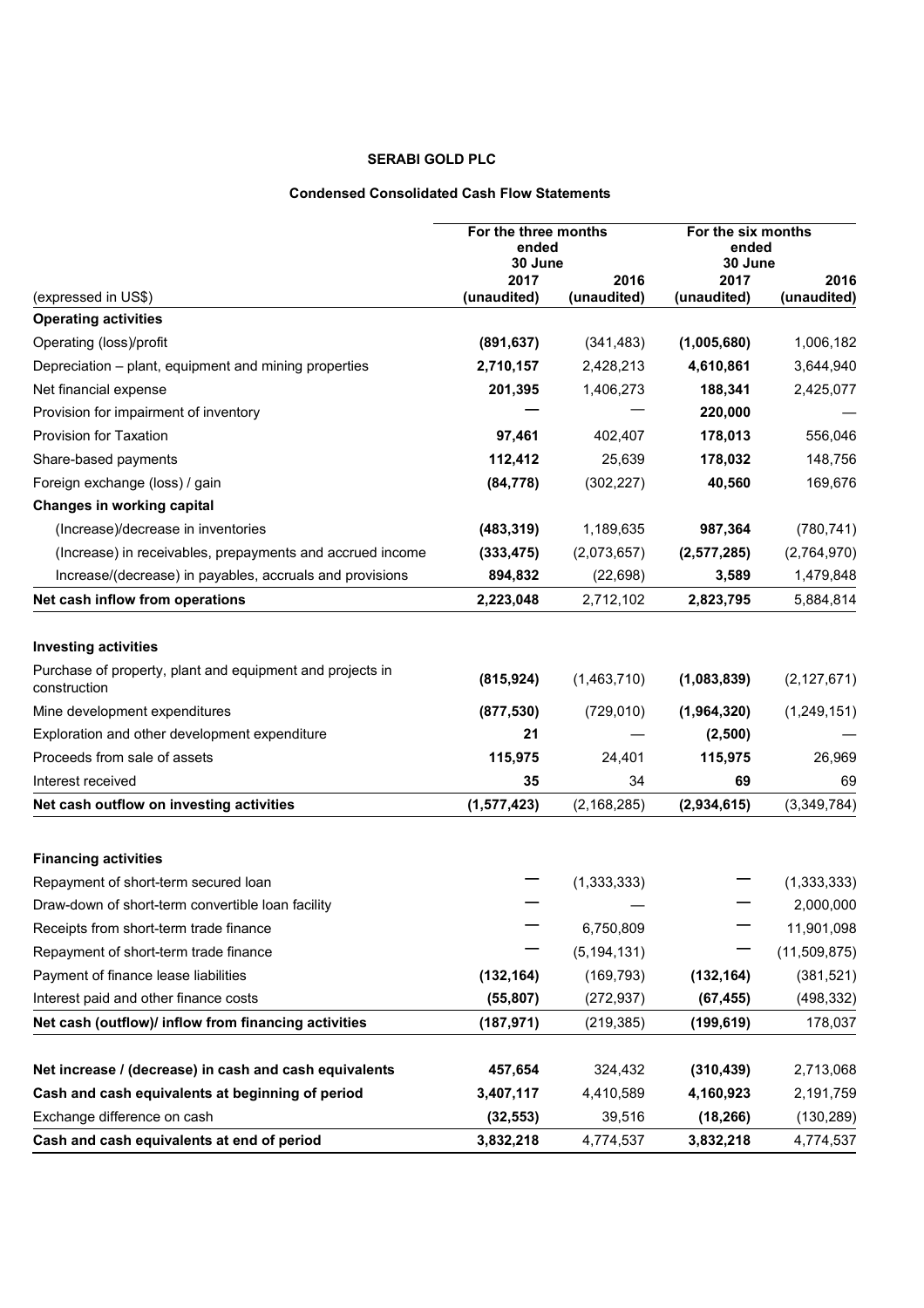**SERABI GOLD PLC**

**Condensed Consolidated Cash Flow Statements**

| | For the three months ended 30 June | | For the six months ended 30 June | |
|---|---|---|---|---|
| (expressed in US$) | 2017 (unaudited) | 2016 (unaudited) | 2017 (unaudited) | 2016 (unaudited) |
| **Operating activities** | | | | |
| Operating (loss)/profit | **(891,637)** | (341,483) | **(1,005,680)** | 1,006,182 |
| Depreciation – plant, equipment and mining properties | **2,710,157** | 2,428,213 | **4,610,861** | 3,644,940 |
| Net financial expense | **201,395** | 1,406,273 | **188,341** | 2,425,077 |
| Provision for impairment of inventory | **—** | — | **220,000** | — |
| Provision for Taxation | **97,461** | 402,407 | **178,013** | 556,046 |
| Share-based payments | **112,412** | 25,639 | **178,032** | 148,756 |
| Foreign exchange (loss) / gain | **(84,778)** | (302,227) | **40,560** | 169,676 |
| **Changes in working capital** | | | | |
| (Increase)/decrease in inventories | **(483,319)** | 1,189,635 | **987,364** | (780,741) |
| (Increase) in receivables, prepayments and accrued income | **(333,475)** | (2,073,657) | **(2,577,285)** | (2,764,970) |
| Increase/(decrease) in payables, accruals and provisions | **894,832** | (22,698) | **3,589** | 1,479,848 |
| **Net cash inflow from operations** | **2,223,048** | 2,712,102 | **2,823,795** | 5,884,814 |
| | | | | |
| **Investing activities** | | | | |
| Purchase of property, plant and equipment and projects in construction | **(815,924)** | (1,463,710) | **(1,083,839)** | (2,127,671) |
| Mine development expenditures | **(877,530)** | (729,010) | **(1,964,320)** | (1,249,151) |
| Exploration and other development expenditure | **21** | — | **(2,500)** | — |
| Proceeds from sale of assets | **115,975** | 24,401 | **115,975** | 26,969 |
| Interest received | **35** | 34 | **69** | 69 |
| **Net cash outflow on investing activities** | **(1,577,423)** | (2,168,285) | **(2,934,615)** | (3,349,784) |
| | | | | |
| **Financing activities** | | | | |
| Repayment of short-term secured loan | **—** | (1,333,333) | **—** | (1,333,333) |
| Draw-down of short-term convertible loan facility | **—** | — | **—** | 2,000,000 |
| Receipts from short-term trade finance | **—** | 6,750,809 | **—** | 11,901,098 |
| Repayment of short-term trade finance | **—** | (5,194,131) | **—** | (11,509,875) |
| Payment of finance lease liabilities | **(132,164)** | (169,793) | **(132,164)** | (381,521) |
| Interest paid and other finance costs | **(55,807)** | (272,937) | **(67,455)** | (498,332) |
| **Net cash (outflow)/ inflow from financing activities** | **(187,971)** | (219,385) | **(199,619)** | 178,037 |
| | | | | |
| **Net increase / (decrease) in cash and cash equivalents** | **457,654** | 324,432 | **(310,439)** | 2,713,068 |
| **Cash and cash equivalents at beginning of period** | **3,407,117** | 4,410,589 | **4,160,923** | 2,191,759 |
| Exchange difference on cash | **(32,553)** | 39,516 | **(18,266)** | (130,289) |
| **Cash and cash equivalents at end of period** | **3,832,218** | 4,774,537 | **3,832,218** | 4,774,537 |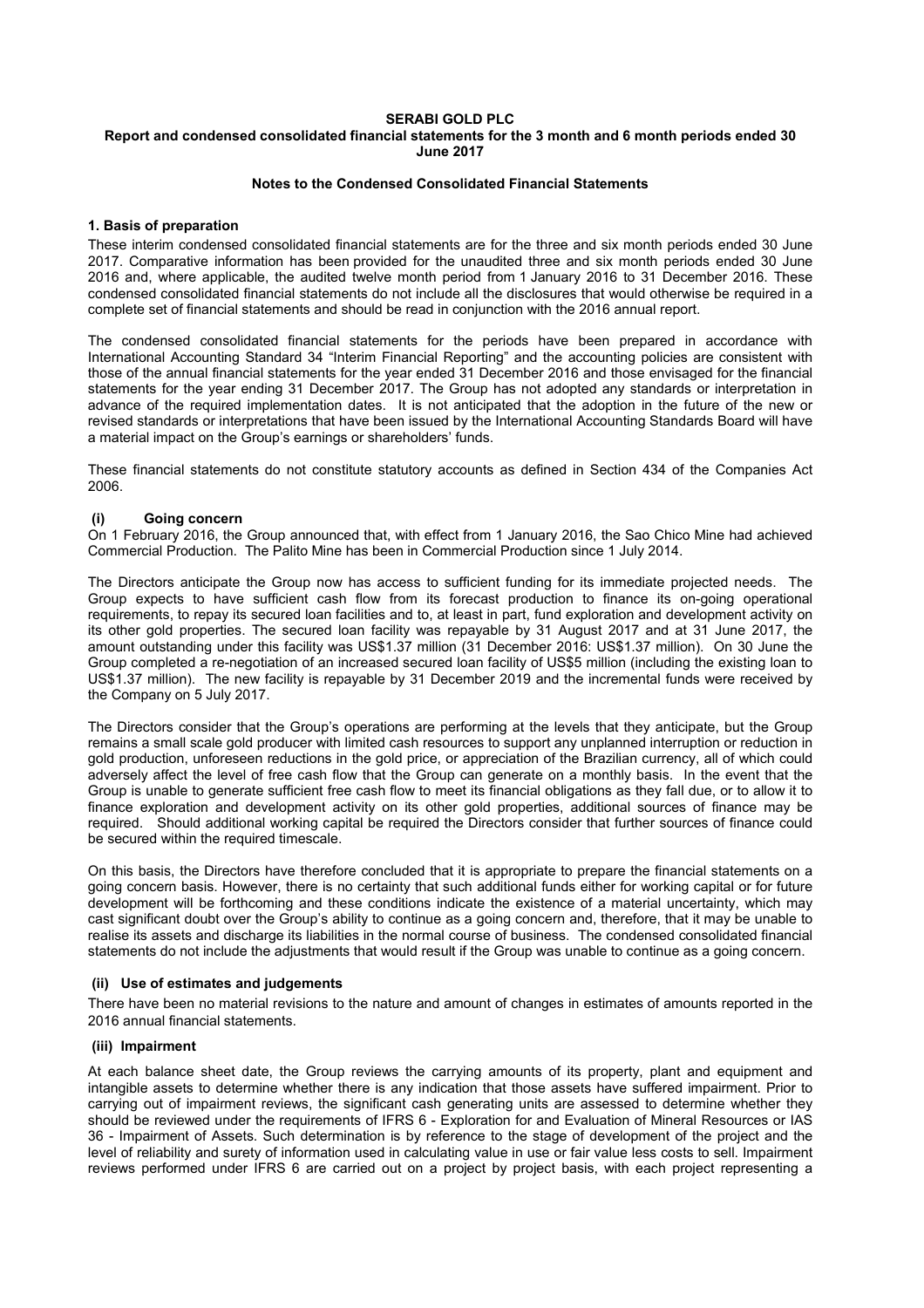**SERABI GOLD PLC**

**Report and condensed consolidated financial statements for the 3 month and 6 month periods ended 30 June 2017**

**Notes to the Condensed Consolidated Financial Statements**

### 1. Basis of preparation

These interim condensed consolidated financial statements are for the three and six month periods ended 30 June 2017. Comparative information has been provided for the unaudited three and six month periods ended 30 June 2016 and, where applicable, the audited twelve month period from 1 January 2016 to 31 December 2016. These condensed consolidated financial statements do not include all the disclosures that would otherwise be required in a complete set of financial statements and should be read in conjunction with the 2016 annual report.

The condensed consolidated financial statements for the periods have been prepared in accordance with International Accounting Standard 34 "Interim Financial Reporting" and the accounting policies are consistent with those of the annual financial statements for the year ended 31 December 2016 and those envisaged for the financial statements for the year ending 31 December 2017. The Group has not adopted any standards or interpretation in advance of the required implementation dates. It is not anticipated that the adoption in the future of the new or revised standards or interpretations that have been issued by the International Accounting Standards Board will have a material impact on the Group's earnings or shareholders' funds.

These financial statements do not constitute statutory accounts as defined in Section 434 of the Companies Act 2006.

#### (i) Going concern

On 1 February 2016, the Group announced that, with effect from 1 January 2016, the Sao Chico Mine had achieved Commercial Production. The Palito Mine has been in Commercial Production since 1 July 2014.

The Directors anticipate the Group now has access to sufficient funding for its immediate projected needs. The Group expects to have sufficient cash flow from its forecast production to finance its on-going operational requirements, to repay its secured loan facilities and to, at least in part, fund exploration and development activity on its other gold properties. The secured loan facility was repayable by 31 August 2017 and at 31 June 2017, the amount outstanding under this facility was US$1.37 million (31 December 2016: US$1.37 million). On 30 June the Group completed a re-negotiation of an increased secured loan facility of US$5 million (including the existing loan to US$1.37 million). The new facility is repayable by 31 December 2019 and the incremental funds were received by the Company on 5 July 2017.

The Directors consider that the Group's operations are performing at the levels that they anticipate, but the Group remains a small scale gold producer with limited cash resources to support any unplanned interruption or reduction in gold production, unforeseen reductions in the gold price, or appreciation of the Brazilian currency, all of which could adversely affect the level of free cash flow that the Group can generate on a monthly basis. In the event that the Group is unable to generate sufficient free cash flow to meet its financial obligations as they fall due, or to allow it to finance exploration and development activity on its other gold properties, additional sources of finance may be required. Should additional working capital be required the Directors consider that further sources of finance could be secured within the required timescale.

On this basis, the Directors have therefore concluded that it is appropriate to prepare the financial statements on a going concern basis. However, there is no certainty that such additional funds either for working capital or for future development will be forthcoming and these conditions indicate the existence of a material uncertainty, which may cast significant doubt over the Group's ability to continue as a going concern and, therefore, that it may be unable to realise its assets and discharge its liabilities in the normal course of business. The condensed consolidated financial statements do not include the adjustments that would result if the Group was unable to continue as a going concern.

#### (ii) Use of estimates and judgements

There have been no material revisions to the nature and amount of changes in estimates of amounts reported in the 2016 annual financial statements.

#### (iii) Impairment

At each balance sheet date, the Group reviews the carrying amounts of its property, plant and equipment and intangible assets to determine whether there is any indication that those assets have suffered impairment. Prior to carrying out of impairment reviews, the significant cash generating units are assessed to determine whether they should be reviewed under the requirements of IFRS 6 - Exploration for and Evaluation of Mineral Resources or IAS 36 - Impairment of Assets. Such determination is by reference to the stage of development of the project and the level of reliability and surety of information used in calculating value in use or fair value less costs to sell. Impairment reviews performed under IFRS 6 are carried out on a project by project basis, with each project representing a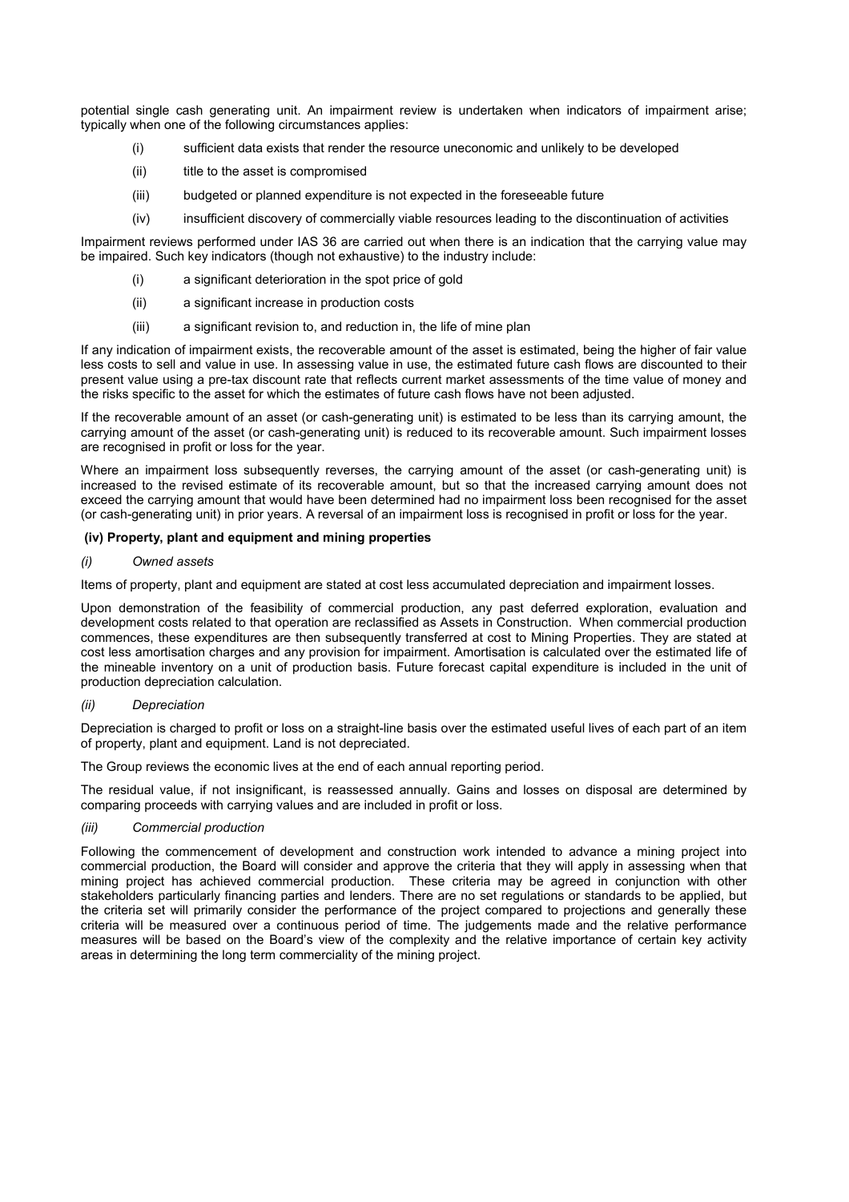potential single cash generating unit. An impairment review is undertaken when indicators of impairment arise; typically when one of the following circumstances applies:

- (i) sufficient data exists that render the resource uneconomic and unlikely to be developed
- (ii) title to the asset is compromised
- (iii) budgeted or planned expenditure is not expected in the foreseeable future
- (iv) insufficient discovery of commercially viable resources leading to the discontinuation of activities

Impairment reviews performed under IAS 36 are carried out when there is an indication that the carrying value may be impaired. Such key indicators (though not exhaustive) to the industry include:

- (i) a significant deterioration in the spot price of gold
- (ii) a significant increase in production costs
- (iii) a significant revision to, and reduction in, the life of mine plan

If any indication of impairment exists, the recoverable amount of the asset is estimated, being the higher of fair value less costs to sell and value in use. In assessing value in use, the estimated future cash flows are discounted to their present value using a pre-tax discount rate that reflects current market assessments of the time value of money and the risks specific to the asset for which the estimates of future cash flows have not been adjusted.

If the recoverable amount of an asset (or cash-generating unit) is estimated to be less than its carrying amount, the carrying amount of the asset (or cash-generating unit) is reduced to its recoverable amount. Such impairment losses are recognised in profit or loss for the year.

Where an impairment loss subsequently reverses, the carrying amount of the asset (or cash-generating unit) is increased to the revised estimate of its recoverable amount, but so that the increased carrying amount does not exceed the carrying amount that would have been determined had no impairment loss been recognised for the asset (or cash-generating unit) in prior years. A reversal of an impairment loss is recognised in profit or loss for the year.

**(iv) Property, plant and equipment and mining properties**

*(i) Owned assets*

Items of property, plant and equipment are stated at cost less accumulated depreciation and impairment losses.

Upon demonstration of the feasibility of commercial production, any past deferred exploration, evaluation and development costs related to that operation are reclassified as Assets in Construction. When commercial production commences, these expenditures are then subsequently transferred at cost to Mining Properties. They are stated at cost less amortisation charges and any provision for impairment. Amortisation is calculated over the estimated life of the mineable inventory on a unit of production basis. Future forecast capital expenditure is included in the unit of production depreciation calculation.

*(ii) Depreciation*

Depreciation is charged to profit or loss on a straight-line basis over the estimated useful lives of each part of an item of property, plant and equipment. Land is not depreciated.

The Group reviews the economic lives at the end of each annual reporting period.

The residual value, if not insignificant, is reassessed annually. Gains and losses on disposal are determined by comparing proceeds with carrying values and are included in profit or loss.

*(iii) Commercial production*

Following the commencement of development and construction work intended to advance a mining project into commercial production, the Board will consider and approve the criteria that they will apply in assessing when that mining project has achieved commercial production. These criteria may be agreed in conjunction with other stakeholders particularly financing parties and lenders. There are no set regulations or standards to be applied, but the criteria set will primarily consider the performance of the project compared to projections and generally these criteria will be measured over a continuous period of time. The judgements made and the relative performance measures will be based on the Board's view of the complexity and the relative importance of certain key activity areas in determining the long term commerciality of the mining project.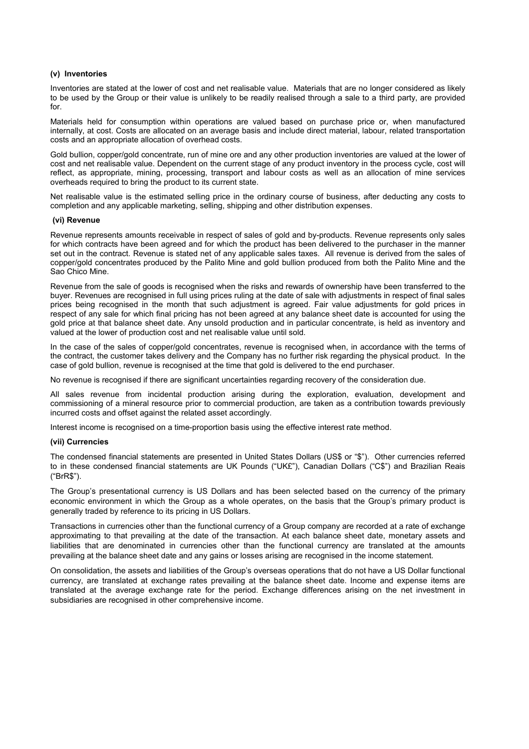#### (v) Inventories

Inventories are stated at the lower of cost and net realisable value. Materials that are no longer considered as likely to be used by the Group or their value is unlikely to be readily realised through a sale to a third party, are provided for.

Materials held for consumption within operations are valued based on purchase price or, when manufactured internally, at cost. Costs are allocated on an average basis and include direct material, labour, related transportation costs and an appropriate allocation of overhead costs.

Gold bullion, copper/gold concentrate, run of mine ore and any other production inventories are valued at the lower of cost and net realisable value. Dependent on the current stage of any product inventory in the process cycle, cost will reflect, as appropriate, mining, processing, transport and labour costs as well as an allocation of mine services overheads required to bring the product to its current state.

Net realisable value is the estimated selling price in the ordinary course of business, after deducting any costs to completion and any applicable marketing, selling, shipping and other distribution expenses.

#### (vi) Revenue

Revenue represents amounts receivable in respect of sales of gold and by-products. Revenue represents only sales for which contracts have been agreed and for which the product has been delivered to the purchaser in the manner set out in the contract. Revenue is stated net of any applicable sales taxes. All revenue is derived from the sales of copper/gold concentrates produced by the Palito Mine and gold bullion produced from both the Palito Mine and the Sao Chico Mine.

Revenue from the sale of goods is recognised when the risks and rewards of ownership have been transferred to the buyer. Revenues are recognised in full using prices ruling at the date of sale with adjustments in respect of final sales prices being recognised in the month that such adjustment is agreed. Fair value adjustments for gold prices in respect of any sale for which final pricing has not been agreed at any balance sheet date is accounted for using the gold price at that balance sheet date. Any unsold production and in particular concentrate, is held as inventory and valued at the lower of production cost and net realisable value until sold.

In the case of the sales of copper/gold concentrates, revenue is recognised when, in accordance with the terms of the contract, the customer takes delivery and the Company has no further risk regarding the physical product. In the case of gold bullion, revenue is recognised at the time that gold is delivered to the end purchaser.

No revenue is recognised if there are significant uncertainties regarding recovery of the consideration due.

All sales revenue from incidental production arising during the exploration, evaluation, development and commissioning of a mineral resource prior to commercial production, are taken as a contribution towards previously incurred costs and offset against the related asset accordingly.

Interest income is recognised on a time-proportion basis using the effective interest rate method.

#### (vii) Currencies

The condensed financial statements are presented in United States Dollars (US$ or "$"). Other currencies referred to in these condensed financial statements are UK Pounds ("UK£"), Canadian Dollars ("C$") and Brazilian Reais ("BrR$").

The Group's presentational currency is US Dollars and has been selected based on the currency of the primary economic environment in which the Group as a whole operates, on the basis that the Group's primary product is generally traded by reference to its pricing in US Dollars.

Transactions in currencies other than the functional currency of a Group company are recorded at a rate of exchange approximating to that prevailing at the date of the transaction. At each balance sheet date, monetary assets and liabilities that are denominated in currencies other than the functional currency are translated at the amounts prevailing at the balance sheet date and any gains or losses arising are recognised in the income statement.

On consolidation, the assets and liabilities of the Group's overseas operations that do not have a US Dollar functional currency, are translated at exchange rates prevailing at the balance sheet date. Income and expense items are translated at the average exchange rate for the period. Exchange differences arising on the net investment in subsidiaries are recognised in other comprehensive income.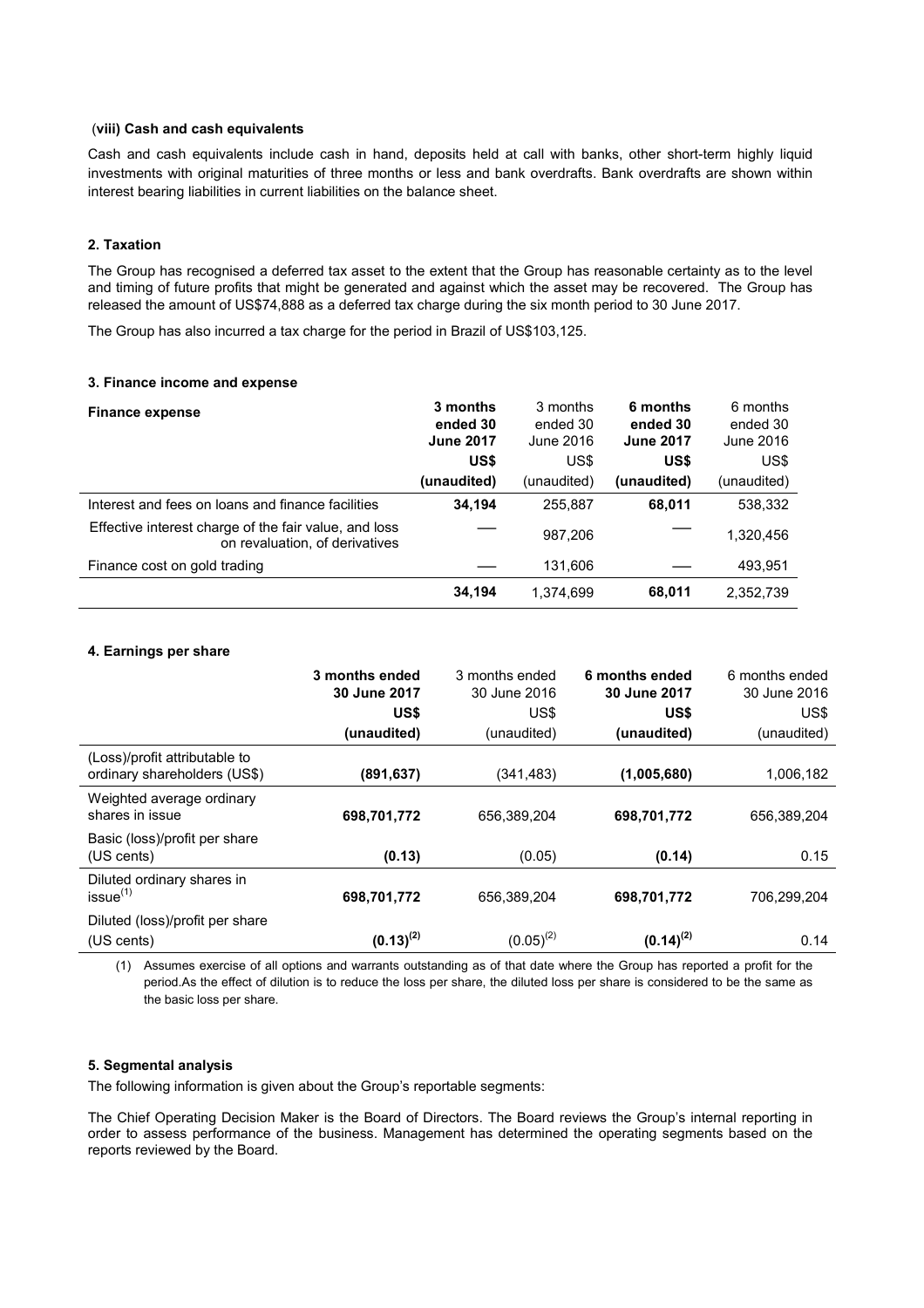### (viii) Cash and cash equivalents

Cash and cash equivalents include cash in hand, deposits held at call with banks, other short-term highly liquid investments with original maturities of three months or less and bank overdrafts. Bank overdrafts are shown within interest bearing liabilities in current liabilities on the balance sheet.

### 2. Taxation

The Group has recognised a deferred tax asset to the extent that the Group has reasonable certainty as to the level and timing of future profits that might be generated and against which the asset may be recovered. The Group has released the amount of US$74,888 as a deferred tax charge during the six month period to 30 June 2017.

The Group has also incurred a tax charge for the period in Brazil of US$103,125.

### 3. Finance income and expense

| Finance expense | **3 months ended 30 June 2017 US$ (unaudited)** | 3 months ended 30 June 2016 US$ (unaudited) | **6 months ended 30 June 2017 US$ (unaudited)** | 6 months ended 30 June 2016 US$ (unaudited) |
|---|---|---|---|---|
| Interest and fees on loans and finance facilities | **34,194** | 255,887 | **68,011** | 538,332 |
| Effective interest charge of the fair value, and loss on revaluation, of derivatives | — | 987,206 | — | 1,320,456 |
| Finance cost on gold trading | — | 131,606 | — | 493,951 |
| | **34,194** | 1,374,699 | **68,011** | 2,352,739 |

### 4. Earnings per share

| | **3 months ended 30 June 2017 US$ (unaudited)** | 3 months ended 30 June 2016 US$ (unaudited) | **6 months ended 30 June 2017 US$ (unaudited)** | 6 months ended 30 June 2016 US$ (unaudited) |
|---|---|---|---|---|
| (Loss)/profit attributable to ordinary shareholders (US$) | **(891,637)** | (341,483) | **(1,005,680)** | 1,006,182 |
| Weighted average ordinary shares in issue | **698,701,772** | 656,389,204 | **698,701,772** | 656,389,204 |
| Basic (loss)/profit per share (US cents) | **(0.13)** | (0.05) | **(0.14)** | 0.15 |
| Diluted ordinary shares in issue[1] | **698,701,772** | 656,389,204 | **698,701,772** | 706,299,204 |
| Diluted (loss)/profit per share (US cents) | **(0.13)[2]** | (0.05)[2] | **(0.14)[2]** | 0.14 |

(1) Assumes exercise of all options and warrants outstanding as of that date where the Group has reported a profit for the period.As the effect of dilution is to reduce the loss per share, the diluted loss per share is considered to be the same as the basic loss per share.

### 5. Segmental analysis

The following information is given about the Group's reportable segments:

The Chief Operating Decision Maker is the Board of Directors. The Board reviews the Group's internal reporting in order to assess performance of the business. Management has determined the operating segments based on the reports reviewed by the Board.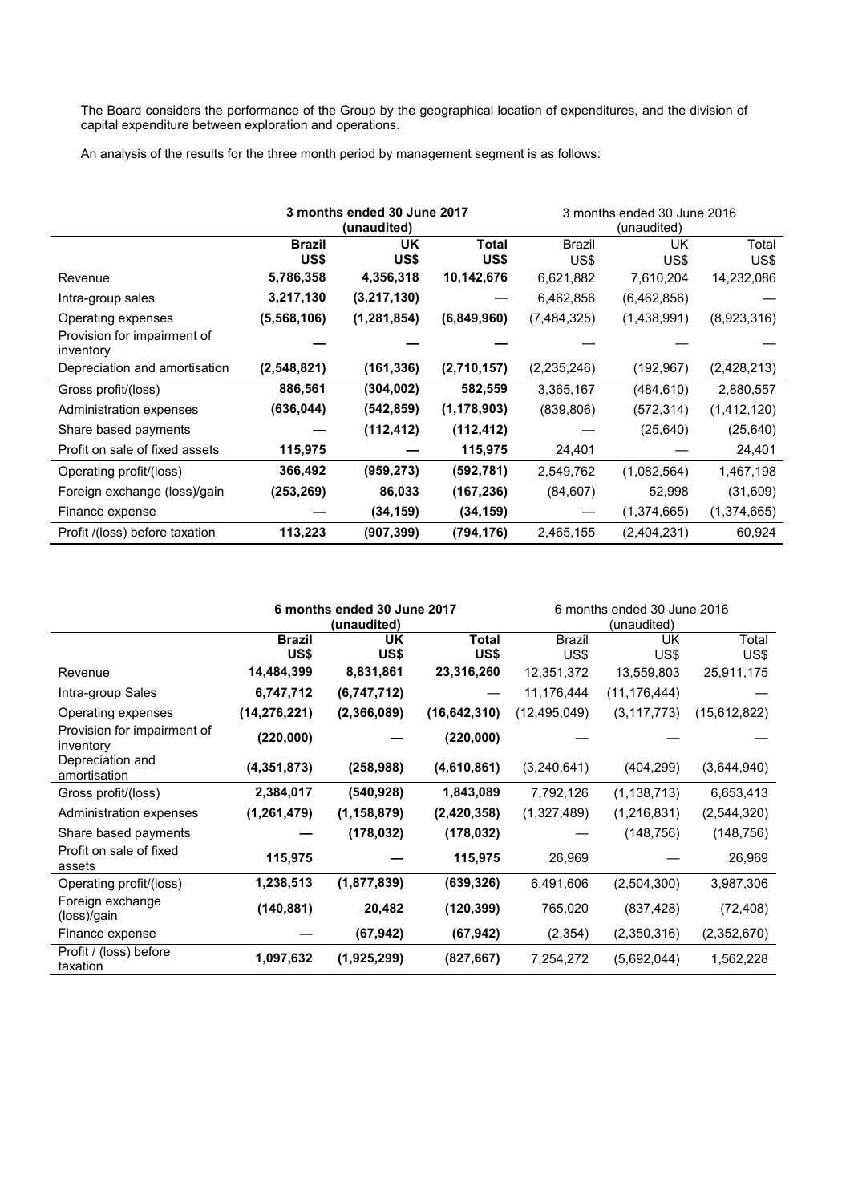The Board considers the performance of the Group by the geographical location of expenditures, and the division of capital expenditure between exploration and operations.

An analysis of the results for the three month period by management segment is as follows:

| | **3 months ended 30 June 2017 (unaudited)** | | | 3 months ended 30 June 2016 (unaudited) | | |
|---|---|---|---|---|---|---|
| | **Brazil US$** | **UK US$** | **Total US$** | Brazil US$ | UK US$ | Total US$ |
| Revenue | **5,786,358** | **4,356,318** | **10,142,676** | 6,621,882 | 7,610,204 | 14,232,086 |
| Intra-group sales | **3,217,130** | **(3,217,130)** | **—** | 6,462,856 | (6,462,856) | — |
| Operating expenses | **(5,568,106)** | **(1,281,854)** | **(6,849,960)** | (7,484,325) | (1,438,991) | (8,923,316) |
| Provision for impairment of inventory | **—** | **—** | **—** | — | — | — |
| Depreciation and amortisation | **(2,548,821)** | **(161,336)** | **(2,710,157)** | (2,235,246) | (192,967) | (2,428,213) |
| Gross profit/(loss) | **886,561** | **(304,002)** | **582,559** | 3,365,167 | (484,610) | 2,880,557 |
| Administration expenses | **(636,044)** | **(542,859)** | **(1,178,903)** | (839,806) | (572,314) | (1,412,120) |
| Share based payments | **—** | **(112,412)** | **(112,412)** | — | (25,640) | (25,640) |
| Profit on sale of fixed assets | **115,975** | **—** | **115,975** | 24,401 | — | 24,401 |
| Operating profit/(loss) | **366,492** | **(959,273)** | **(592,781)** | 2,549,762 | (1,082,564) | 1,467,198 |
| Foreign exchange (loss)/gain | **(253,269)** | **86,033** | **(167,236)** | (84,607) | 52,998 | (31,609) |
| Finance expense | **—** | **(34,159)** | **(34,159)** | — | (1,374,665) | (1,374,665) |
| Profit /(loss) before taxation | **113,223** | **(907,399)** | **(794,176)** | 2,465,155 | (2,404,231) | 60,924 |

| | **6 months ended 30 June 2017 (unaudited)** | | | 6 months ended 30 June 2016 (unaudited) | | |
|---|---|---|---|---|---|---|
| | **Brazil US$** | **UK US$** | **Total US$** | Brazil US$ | UK US$ | Total US$ |
| Revenue | **14,484,399** | **8,831,861** | **23,316,260** | 12,351,372 | 13,559,803 | 25,911,175 |
| Intra-group Sales | **6,747,712** | **(6,747,712)** | — | 11,176,444 | (11,176,444) | — |
| Operating expenses | **(14,276,221)** | **(2,366,089)** | **(16,642,310)** | (12,495,049) | (3,117,773) | (15,612,822) |
| Provision for impairment of inventory | **(220,000)** | **—** | **(220,000)** | — | — | — |
| Depreciation and amortisation | **(4,351,873)** | **(258,988)** | **(4,610,861)** | (3,240,641) | (404,299) | (3,644,940) |
| Gross profit/(loss) | **2,384,017** | **(540,928)** | **1,843,089** | 7,792,126 | (1,138,713) | 6,653,413 |
| Administration expenses | **(1,261,479)** | **(1,158,879)** | **(2,420,358)** | (1,327,489) | (1,216,831) | (2,544,320) |
| Share based payments | **—** | **(178,032)** | **(178,032)** | — | (148,756) | (148,756) |
| Profit on sale of fixed assets | **115,975** | **—** | **115,975** | 26,969 | — | 26,969 |
| Operating profit/(loss) | **1,238,513** | **(1,877,839)** | **(639,326)** | 6,491,606 | (2,504,300) | 3,987,306 |
| Foreign exchange (loss)/gain | **(140,881)** | **20,482** | **(120,399)** | 765,020 | (837,428) | (72,408) |
| Finance expense | **—** | **(67,942)** | **(67,942)** | (2,354) | (2,350,316) | (2,352,670) |
| Profit / (loss) before taxation | **1,097,632** | **(1,925,299)** | **(827,667)** | 7,254,272 | (5,692,044) | 1,562,228 |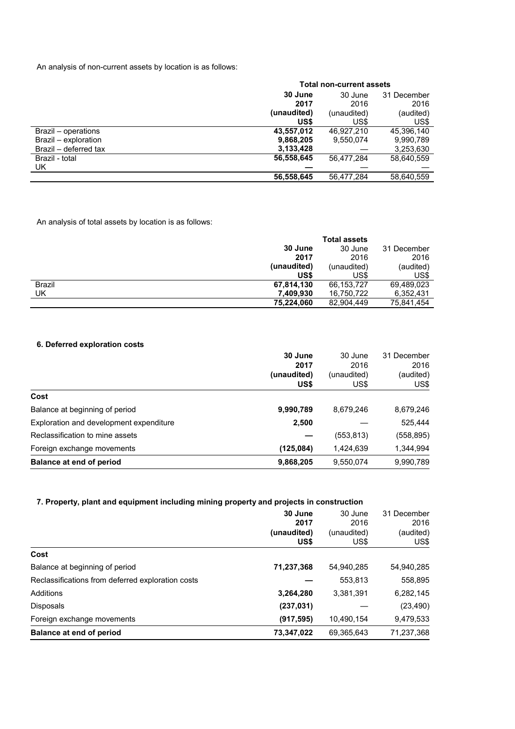An analysis of non-current assets by location is as follows:

| | Total non-current assets | | |
|---|---|---|---|
| | **30 June 2017 (unaudited) US$** | 30 June 2016 (unaudited) US$ | 31 December 2016 (audited) US$ |
| Brazil – operations | **43,557,012** | 46,927,210 | 45,396,140 |
| Brazil – exploration | **9,868,205** | 9,550,074 | 9,990,789 |
| Brazil – deferred tax | **3,133,428** | — | 3,253,630 |
| Brazil - total | **56,558,645** | 56,477,284 | 58,640,559 |
| UK | **—** | — | — |
| | **56,558,645** | 56,477,284 | 58,640,559 |

An analysis of total assets by location is as follows:

| | Total assets | | |
|---|---|---|---|
| | **30 June 2017 (unaudited) US$** | 30 June 2016 (unaudited) US$ | 31 December 2016 (audited) US$ |
| Brazil | **67,814,130** | 66,153,727 | 69,489,023 |
| UK | **7,409,930** | 16,750,722 | 6,352,431 |
| | **75,224,060** | 82,904,449 | 75,841,454 |

### 6. Deferred exploration costs

| | **30 June 2017 (unaudited) US$** | 30 June 2016 (unaudited) US$ | 31 December 2016 (audited) US$ |
|---|---|---|---|
| **Cost** | | | |
| Balance at beginning of period | **9,990,789** | 8,679,246 | 8,679,246 |
| Exploration and development expenditure | **2,500** | — | 525,444 |
| Reclassification to mine assets | **—** | (553,813) | (558,895) |
| Foreign exchange movements | **(125,084)** | 1,424,639 | 1,344,994 |
| **Balance at end of period** | **9,868,205** | 9,550,074 | 9,990,789 |

### 7. Property, plant and equipment including mining property and projects in construction

| | **30 June 2017 (unaudited) US$** | 30 June 2016 (unaudited) US$ | 31 December 2016 (audited) US$ |
|---|---|---|---|
| **Cost** | | | |
| Balance at beginning of period | **71,237,368** | 54,940,285 | 54,940,285 |
| Reclassifications from deferred exploration costs | **—** | 553,813 | 558,895 |
| Additions | **3,264,280** | 3,381,391 | 6,282,145 |
| Disposals | **(237,031)** | — | (23,490) |
| Foreign exchange movements | **(917,595)** | 10,490,154 | 9,479,533 |
| **Balance at end of period** | **73,347,022** | 69,365,643 | 71,237,368 |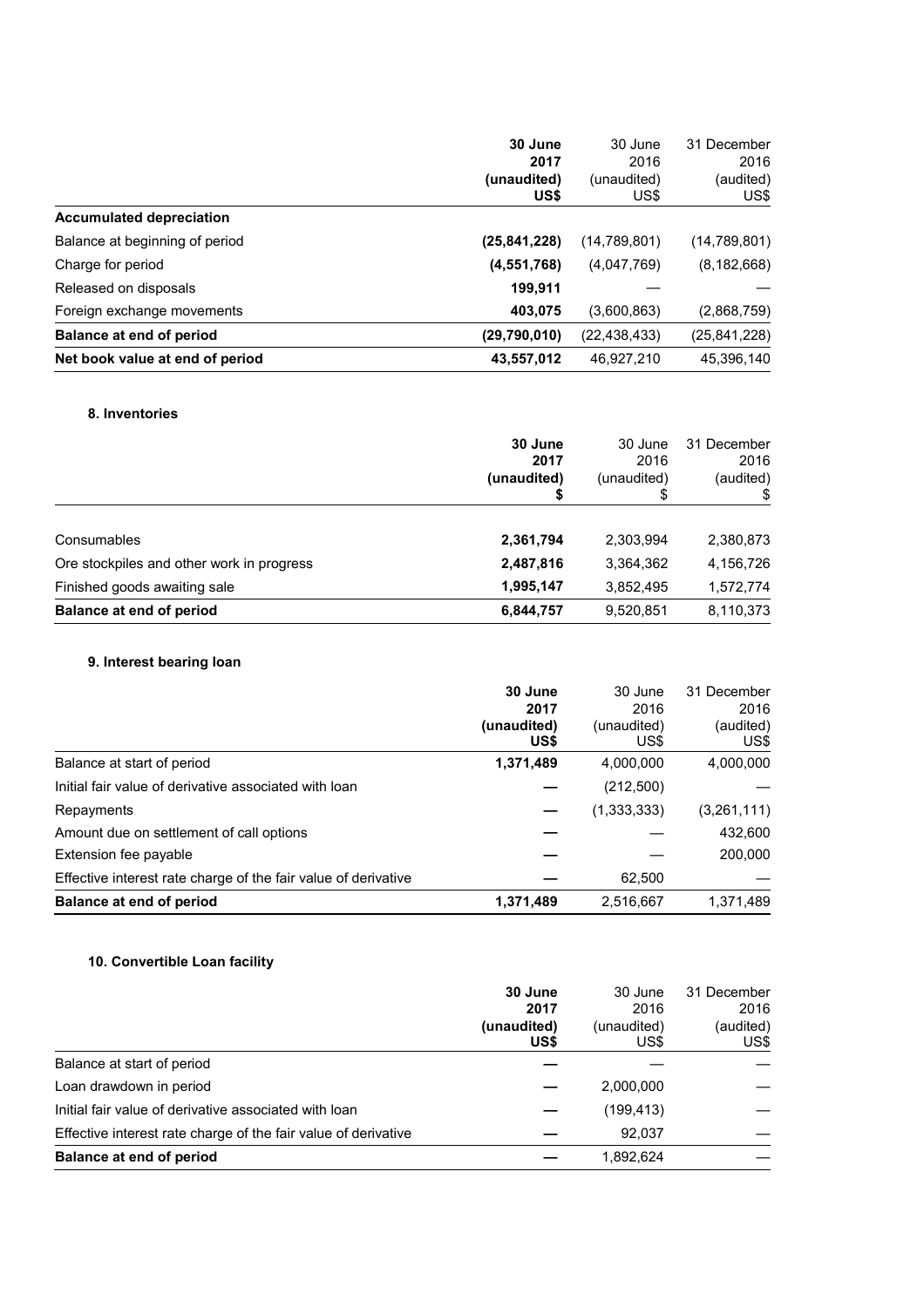| | 30 June 2017 (unaudited) US$ | 30 June 2016 (unaudited) US$ | 31 December 2016 (audited) US$ |
|---|---|---|---|
| **Accumulated depreciation** | | | |
| Balance at beginning of period | **(25,841,228)** | (14,789,801) | (14,789,801) |
| Charge for period | **(4,551,768)** | (4,047,769) | (8,182,668) |
| Released on disposals | **199,911** | — | — |
| Foreign exchange movements | **403,075** | (3,600,863) | (2,868,759) |
| **Balance at end of period** | **(29,790,010)** | (22,438,433) | (25,841,228) |
| **Net book value at end of period** | **43,557,012** | 46,927,210 | 45,396,140 |

### 8. Inventories

| | 30 June 2017 (unaudited) $ | 30 June 2016 (unaudited) $ | 31 December 2016 (audited) $ |
|---|---|---|---|
| Consumables | **2,361,794** | 2,303,994 | 2,380,873 |
| Ore stockpiles and other work in progress | **2,487,816** | 3,364,362 | 4,156,726 |
| Finished goods awaiting sale | **1,995,147** | 3,852,495 | 1,572,774 |
| **Balance at end of period** | **6,844,757** | 9,520,851 | 8,110,373 |

### 9. Interest bearing loan

| | 30 June 2017 (unaudited) US$ | 30 June 2016 (unaudited) US$ | 31 December 2016 (audited) US$ |
|---|---|---|---|
| Balance at start of period | **1,371,489** | 4,000,000 | 4,000,000 |
| Initial fair value of derivative associated with loan | **—** | (212,500) | — |
| Repayments | **—** | (1,333,333) | (3,261,111) |
| Amount due on settlement of call options | **—** | — | 432,600 |
| Extension fee payable | **—** | — | 200,000 |
| Effective interest rate charge of the fair value of derivative | **—** | 62,500 | — |
| **Balance at end of period** | **1,371,489** | 2,516,667 | 1,371,489 |

### 10. Convertible Loan facility

| | 30 June 2017 (unaudited) US$ | 30 June 2016 (unaudited) US$ | 31 December 2016 (audited) US$ |
|---|---|---|---|
| Balance at start of period | **—** | — | — |
| Loan drawdown in period | **—** | 2,000,000 | — |
| Initial fair value of derivative associated with loan | **—** | (199,413) | — |
| Effective interest rate charge of the fair value of derivative | **—** | 92,037 | — |
| **Balance at end of period** | **—** | 1,892,624 | — |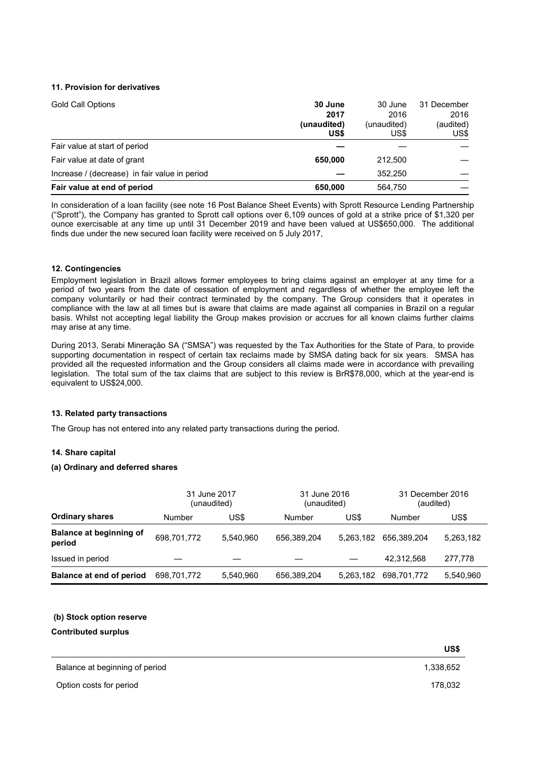### 11. Provision for derivatives

| Gold Call Options | **30 June 2017 (unaudited) US$** | 30 June 2016 (unaudited) US$ | 31 December 2016 (audited) US$ |
|---|---|---|---|
| Fair value at start of period | **—** | — | — |
| Fair value at date of grant | **650,000** | 212,500 | — |
| Increase / (decrease) in fair value in period | **—** | 352,250 | — |
| **Fair value at end of period** | **650,000** | 564,750 | — |

In consideration of a loan facility (see note 16 Post Balance Sheet Events) with Sprott Resource Lending Partnership ("Sprott"), the Company has granted to Sprott call options over 6,109 ounces of gold at a strike price of $1,320 per ounce exercisable at any time up until 31 December 2019 and have been valued at US$650,000. The additional finds due under the new secured loan facility were received on 5 July 2017,

### 12. Contingencies

Employment legislation in Brazil allows former employees to bring claims against an employer at any time for a period of two years from the date of cessation of employment and regardless of whether the employee left the company voluntarily or had their contract terminated by the company. The Group considers that it operates in compliance with the law at all times but is aware that claims are made against all companies in Brazil on a regular basis. Whilst not accepting legal liability the Group makes provision or accrues for all known claims further claims may arise at any time.

During 2013, Serabi Mineração SA ("SMSA") was requested by the Tax Authorities for the State of Para, to provide supporting documentation in respect of certain tax reclaims made by SMSA dating back for six years. SMSA has provided all the requested information and the Group considers all claims made were in accordance with prevailing legislation. The total sum of the tax claims that are subject to this review is BrR$78,000, which at the year-end is equivalent to US$24,000.

### 13. Related party transactions

The Group has not entered into any related party transactions during the period.

### 14. Share capital

#### (a) Ordinary and deferred shares

| | 31 June 2017 (unaudited) | | 31 June 2016 (unaudited) | | 31 December 2016 (audited) | |
|---|---|---|---|---|---|---|
| **Ordinary shares** | Number | US$ | Number | US$ | Number | US$ |
| **Balance at beginning of period** | 698,701,772 | 5,540,960 | 656,389,204 | 5,263,182 | 656,389,204 | 5,263,182 |
| Issued in period | — | — | — | — | 42,312,568 | 277,778 |
| **Balance at end of period** | 698,701,772 | 5,540,960 | 656,389,204 | 5,263,182 | 698,701,772 | 5,540,960 |

#### (b) Stock option reserve

**Contributed surplus**

| | **US$** |
|---|---|
| Balance at beginning of period | 1,338,652 |
| Option costs for period | 178,032 |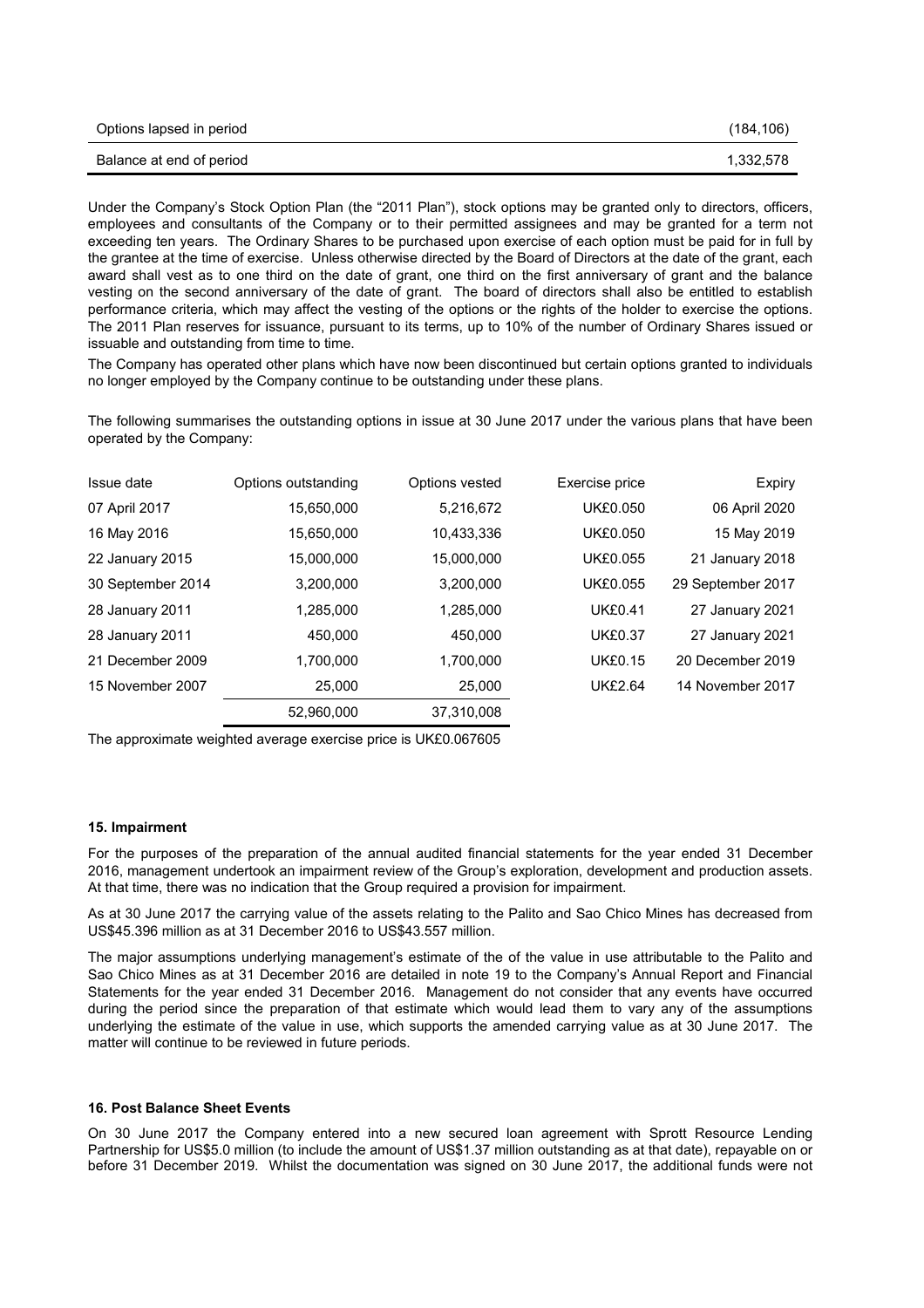| | |
|---|---|
| Options lapsed in period | (184,106) |
| Balance at end of period | 1,332,578 |

Under the Company's Stock Option Plan (the "2011 Plan"), stock options may be granted only to directors, officers, employees and consultants of the Company or to their permitted assignees and may be granted for a term not exceeding ten years. The Ordinary Shares to be purchased upon exercise of each option must be paid for in full by the grantee at the time of exercise. Unless otherwise directed by the Board of Directors at the date of the grant, each award shall vest as to one third on the date of grant, one third on the first anniversary of grant and the balance vesting on the second anniversary of the date of grant. The board of directors shall also be entitled to establish performance criteria, which may affect the vesting of the options or the rights of the holder to exercise the options. The 2011 Plan reserves for issuance, pursuant to its terms, up to 10% of the number of Ordinary Shares issued or issuable and outstanding from time to time.

The Company has operated other plans which have now been discontinued but certain options granted to individuals no longer employed by the Company continue to be outstanding under these plans.

The following summarises the outstanding options in issue at 30 June 2017 under the various plans that have been operated by the Company:

| Issue date | Options outstanding | Options vested | Exercise price | Expiry |
|---|---|---|---|---|
| 07 April 2017 | 15,650,000 | 5,216,672 | UK£0.050 | 06 April 2020 |
| 16 May 2016 | 15,650,000 | 10,433,336 | UK£0.050 | 15 May 2019 |
| 22 January 2015 | 15,000,000 | 15,000,000 | UK£0.055 | 21 January 2018 |
| 30 September 2014 | 3,200,000 | 3,200,000 | UK£0.055 | 29 September 2017 |
| 28 January 2011 | 1,285,000 | 1,285,000 | UK£0.41 | 27 January 2021 |
| 28 January 2011 | 450,000 | 450,000 | UK£0.37 | 27 January 2021 |
| 21 December 2009 | 1,700,000 | 1,700,000 | UK£0.15 | 20 December 2019 |
| 15 November 2007 | 25,000 | 25,000 | UK£2.64 | 14 November 2017 |
| | 52,960,000 | 37,310,008 | | |

The approximate weighted average exercise price is UK£0.067605

#### 15. Impairment

For the purposes of the preparation of the annual audited financial statements for the year ended 31 December 2016, management undertook an impairment review of the Group's exploration, development and production assets. At that time, there was no indication that the Group required a provision for impairment.

As at 30 June 2017 the carrying value of the assets relating to the Palito and Sao Chico Mines has decreased from US$45.396 million as at 31 December 2016 to US$43.557 million.

The major assumptions underlying management's estimate of the of the value in use attributable to the Palito and Sao Chico Mines as at 31 December 2016 are detailed in note 19 to the Company's Annual Report and Financial Statements for the year ended 31 December 2016. Management do not consider that any events have occurred during the period since the preparation of that estimate which would lead them to vary any of the assumptions underlying the estimate of the value in use, which supports the amended carrying value as at 30 June 2017. The matter will continue to be reviewed in future periods.

#### 16. Post Balance Sheet Events

On 30 June 2017 the Company entered into a new secured loan agreement with Sprott Resource Lending Partnership for US$5.0 million (to include the amount of US$1.37 million outstanding as at that date), repayable on or before 31 December 2019. Whilst the documentation was signed on 30 June 2017, the additional funds were not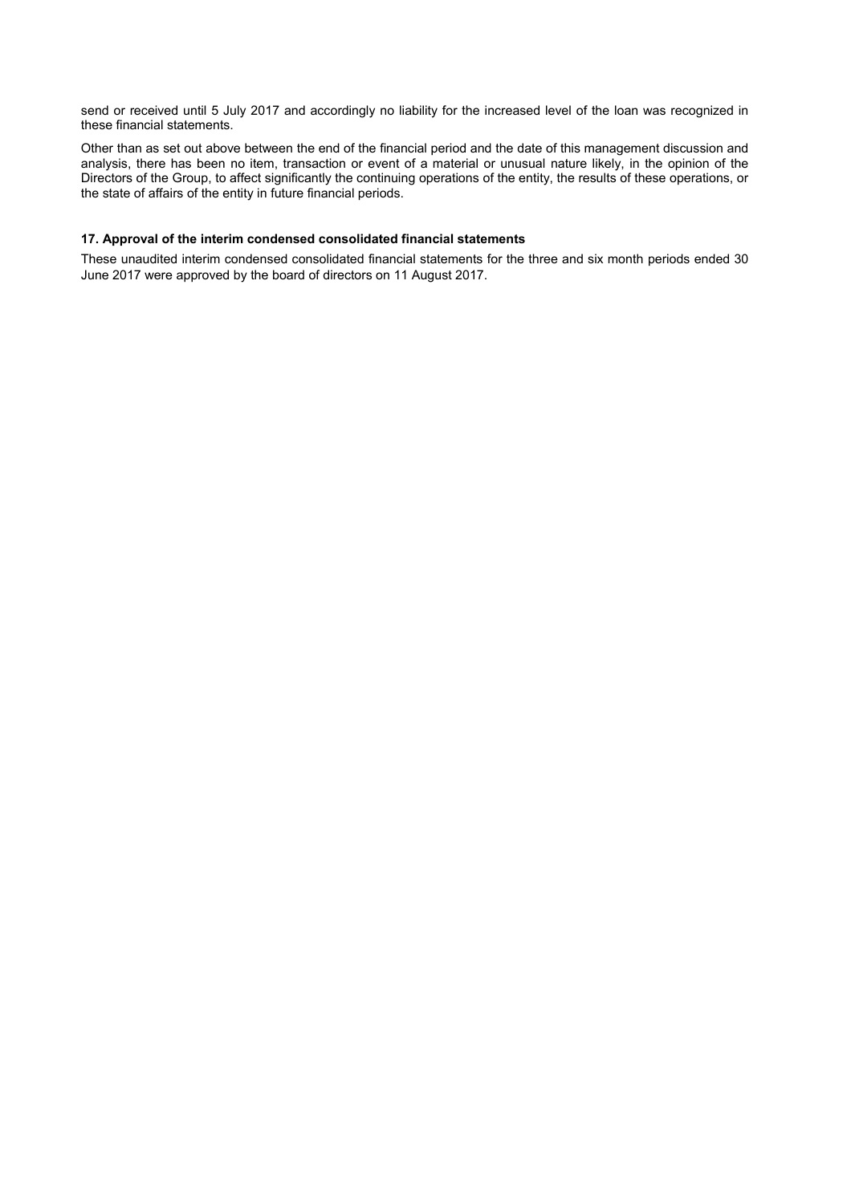send or received until 5 July 2017 and accordingly no liability for the increased level of the loan was recognized in these financial statements.

Other than as set out above between the end of the financial period and the date of this management discussion and analysis, there has been no item, transaction or event of a material or unusual nature likely, in the opinion of the Directors of the Group, to affect significantly the continuing operations of the entity, the results of these operations, or the state of affairs of the entity in future financial periods.

### 17. Approval of the interim condensed consolidated financial statements

These unaudited interim condensed consolidated financial statements for the three and six month periods ended 30 June 2017 were approved by the board of directors on 11 August 2017.